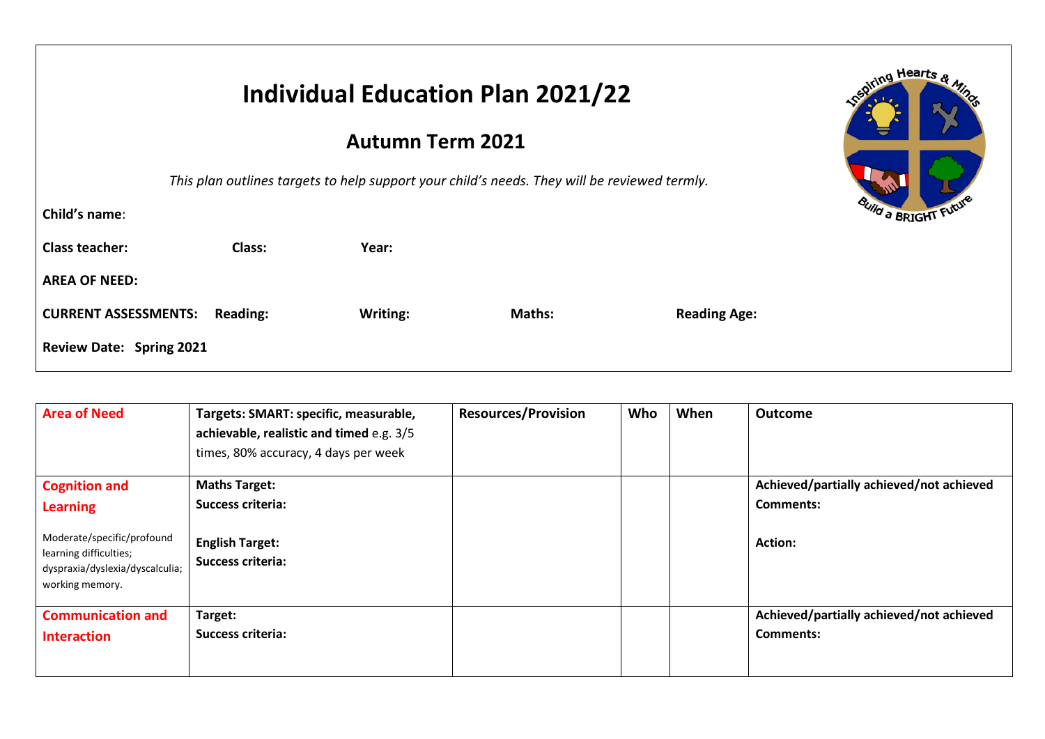# Individual Education Plan 2021/22

## Autumn Term 2021

*This plan outlines targets to help support your child's needs. They will be reviewed termly.*

**Child's name**:

**Class teacher:** **Class:** **Year:**

**AREA OF NEED:**

**CURRENT ASSESSMENTS:** **Reading:** **Writing:** **Maths:** **Reading Age:**

**Review Date: Spring 2021**

| Area of Need | Targets: SMART: specific, measurable, achievable, realistic and timed e.g. 3/5 times, 80% accuracy, 4 days per week | Resources/Provision | Who | When | Outcome |
|---|---|---|---|---|---|
| **Cognition and Learning**<br><br>Moderate/specific/profound learning difficulties; dyspraxia/dyslexia/dyscalculia; working memory. | **Maths Target:**<br>**Success criteria:**<br><br>**English Target:**<br>**Success criteria:** | | | | **Achieved/partially achieved/not achieved**<br>**Comments:**<br><br>**Action:** |
| **Communication and Interaction** | **Target:**<br>**Success criteria:** | | | | **Achieved/partially achieved/not achieved**<br>**Comments:** |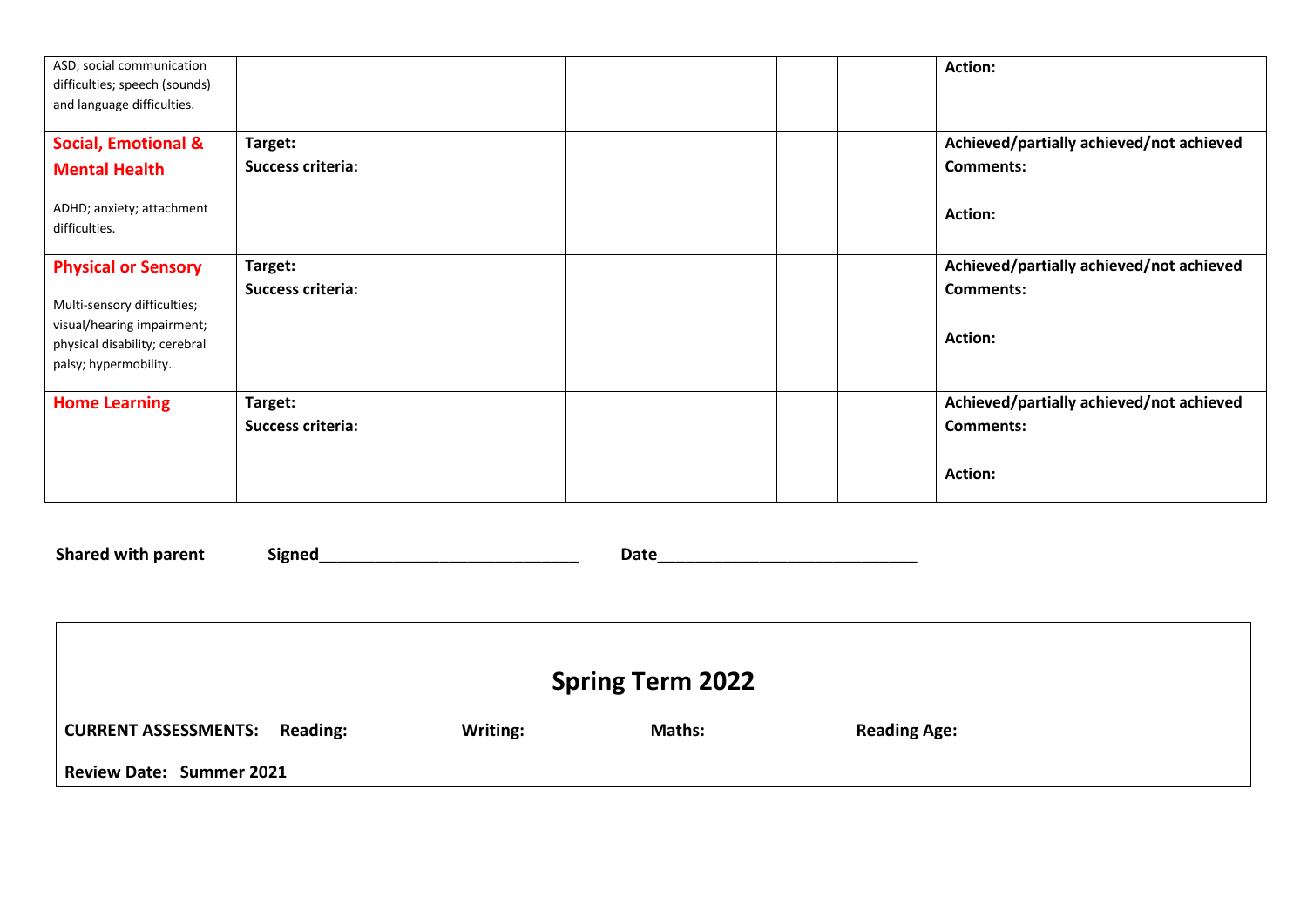| | | | | | |
|---|---|---|---|---|---|
| ASD; social communication difficulties; speech (sounds) and language difficulties. | | | | | **Action:** |
| **Social, Emotional & Mental Health**<br><br>ADHD; anxiety; attachment difficulties. | **Target:**<br>**Success criteria:** | | | | **Achieved/partially achieved/not achieved**<br>**Comments:**<br><br>**Action:** |
| **Physical or Sensory**<br><br>Multi-sensory difficulties; visual/hearing impairment; physical disability; cerebral palsy; hypermobility. | **Target:**<br>**Success criteria:** | | | | **Achieved/partially achieved/not achieved**<br>**Comments:**<br><br>**Action:** |
| **Home Learning** | **Target:**<br>**Success criteria:** | | | | **Achieved/partially achieved/not achieved**<br>**Comments:**<br><br>**Action:** |

**Shared with parent** **Signed**\_\_\_\_\_\_\_\_\_\_\_\_\_\_\_\_\_\_\_\_\_\_\_\_\_\_\_\_ **Date**\_\_\_\_\_\_\_\_\_\_\_\_\_\_\_\_\_\_\_\_\_\_\_\_\_\_\_\_

## Spring Term 2022

**CURRENT ASSESSMENTS:** **Reading:** **Writing:** **Maths:** **Reading Age:**

**Review Date: Summer 2021**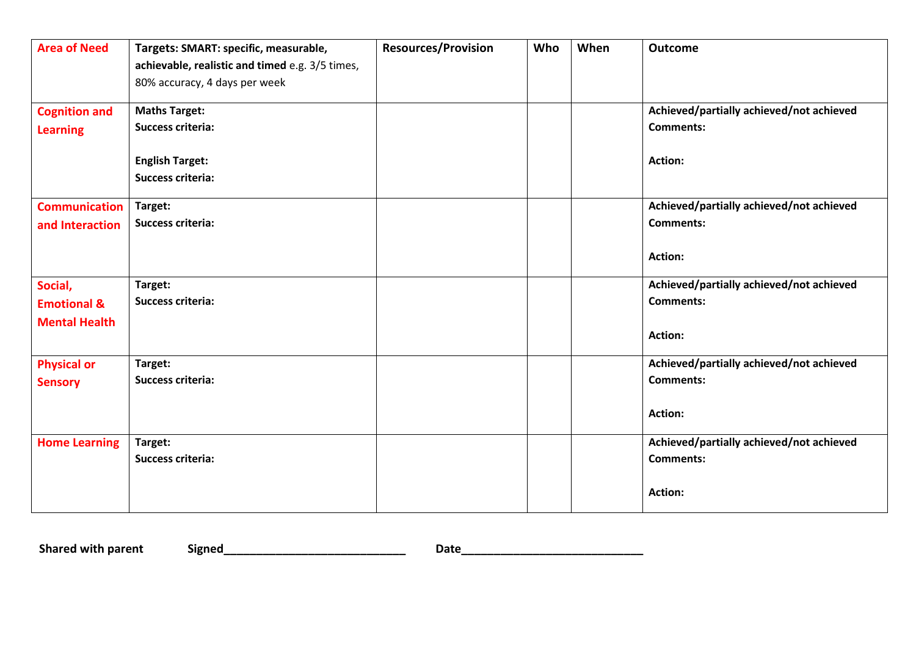| Area of Need | **Targets: SMART: specific, measurable, achievable, realistic and timed** e.g. 3/5 times, 80% accuracy, 4 days per week | Resources/Provision | Who | When | Outcome |
|---|---|---|---|---|---|
| **Cognition and Learning** | **Maths Target:**<br>**Success criteria:**<br><br>**English Target:**<br>**Success criteria:** | | | | **Achieved/partially achieved/not achieved**<br>**Comments:**<br><br>**Action:** |
| **Communication and Interaction** | **Target:**<br>**Success criteria:** | | | | **Achieved/partially achieved/not achieved**<br>**Comments:**<br><br>**Action:** |
| **Social, Emotional & Mental Health** | **Target:**<br>**Success criteria:** | | | | **Achieved/partially achieved/not achieved**<br>**Comments:**<br><br>**Action:** |
| **Physical or Sensory** | **Target:**<br>**Success criteria:** | | | | **Achieved/partially achieved/not achieved**<br>**Comments:**<br><br>**Action:** |
| **Home Learning** | **Target:**<br>**Success criteria:** | | | | **Achieved/partially achieved/not achieved**<br>**Comments:**<br><br>**Action:** |

**Shared with parent** **Signed____________________________** **Date____________________________**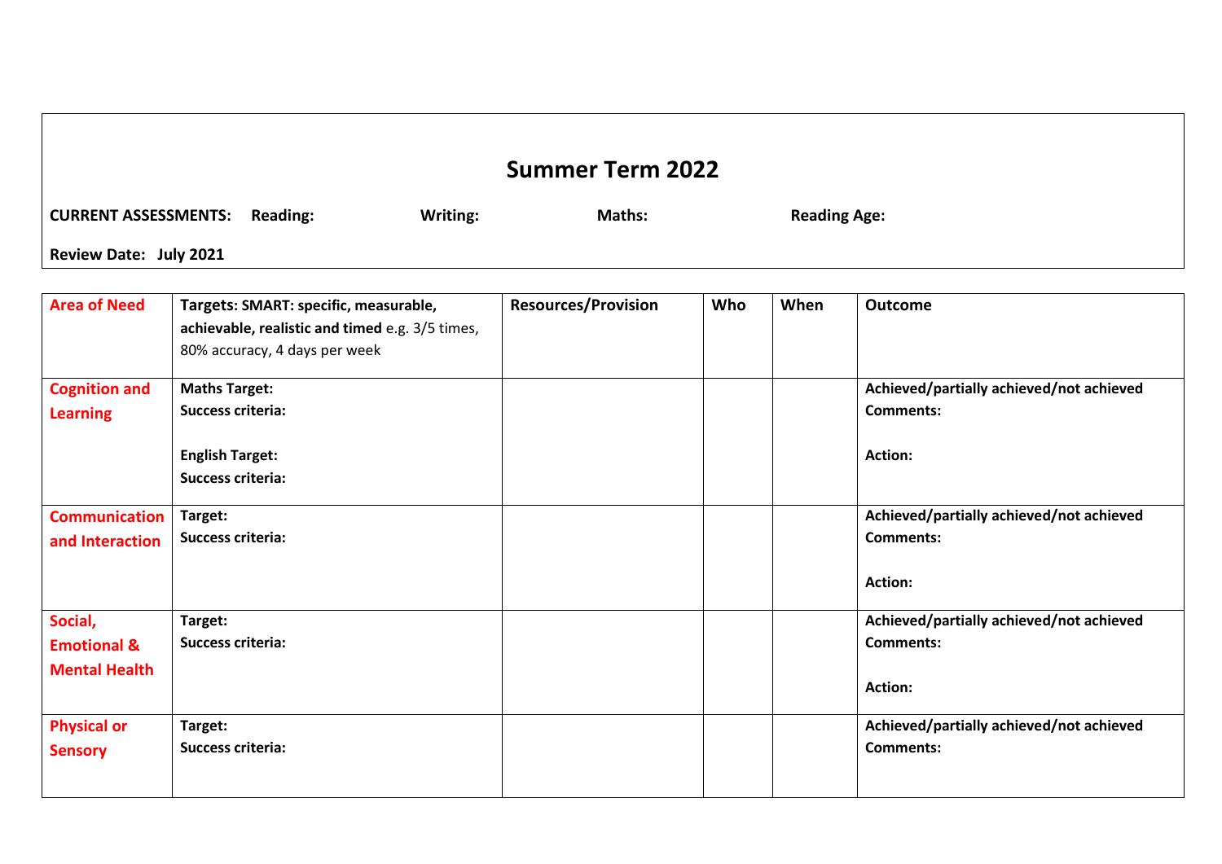## Summer Term 2022

**CURRENT ASSESSMENTS:** **Reading:** **Writing:** **Maths:** **Reading Age:**

**Review Date: July 2021**

| **Area of Need** | **Targets: SMART: specific, measurable, achievable, realistic and timed** e.g. 3/5 times, 80% accuracy, 4 days per week | **Resources/Provision** | **Who** | **When** | **Outcome** |
|---|---|---|---|---|---|
| **Cognition and Learning** | **Maths Target:**<br>**Success criteria:**<br><br>**English Target:**<br>**Success criteria:** | | | | **Achieved/partially achieved/not achieved**<br>**Comments:**<br><br>**Action:** |
| **Communication and Interaction** | **Target:**<br>**Success criteria:** | | | | **Achieved/partially achieved/not achieved**<br>**Comments:**<br><br>**Action:** |
| **Social, Emotional & Mental Health** | **Target:**<br>**Success criteria:** | | | | **Achieved/partially achieved/not achieved**<br>**Comments:**<br><br>**Action:** |
| **Physical or Sensory** | **Target:**<br>**Success criteria:** | | | | **Achieved/partially achieved/not achieved**<br>**Comments:** |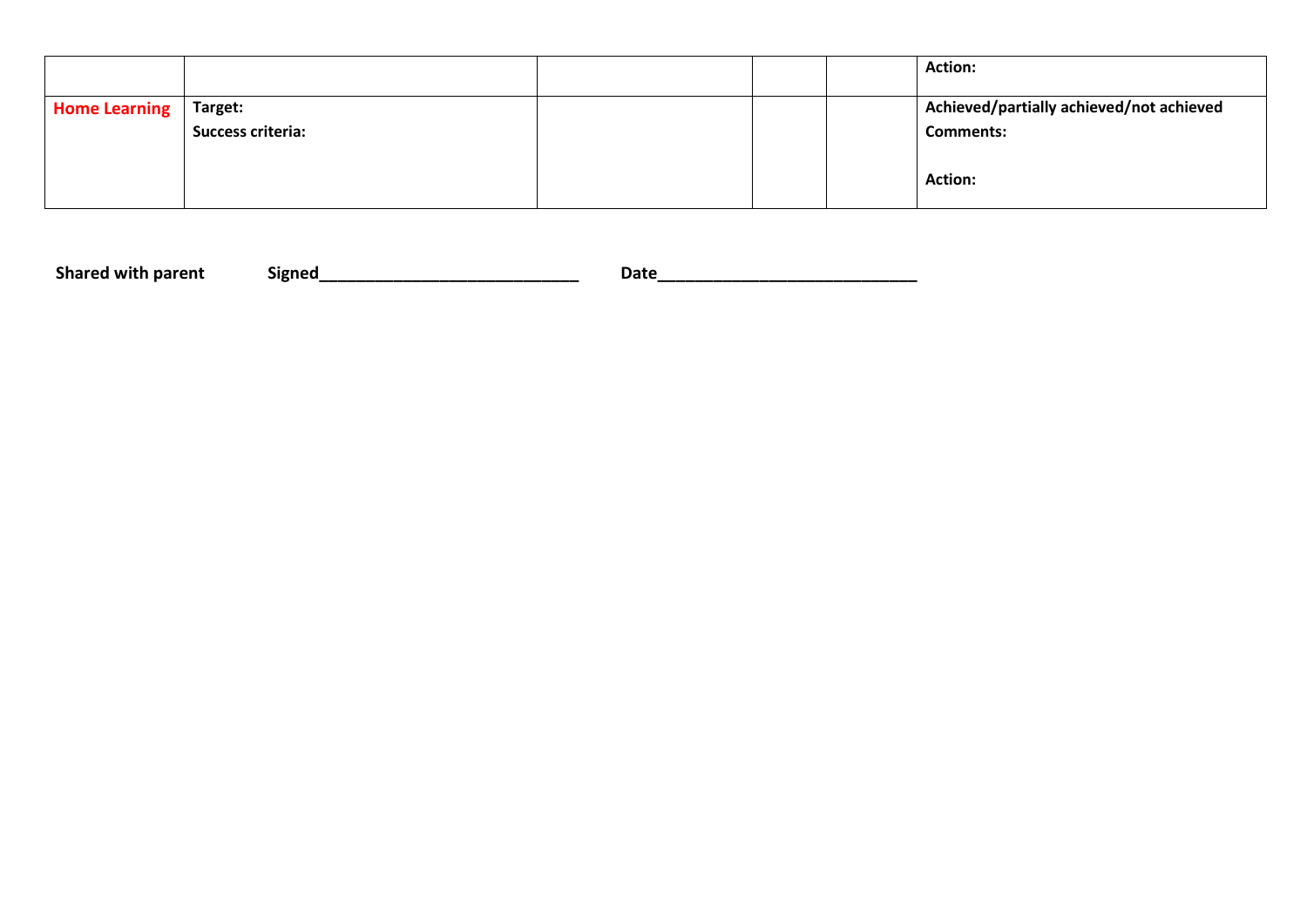| | | | | | |
|---|---|---|---|---|---|
| | | | | | **Action:** |
| **Home Learning** | **Target:**<br>**Success criteria:** | | | | **Achieved/partially achieved/not achieved**<br>**Comments:**<br><br>**Action:** |

**Shared with parent** **Signed____________________________** **Date____________________________**